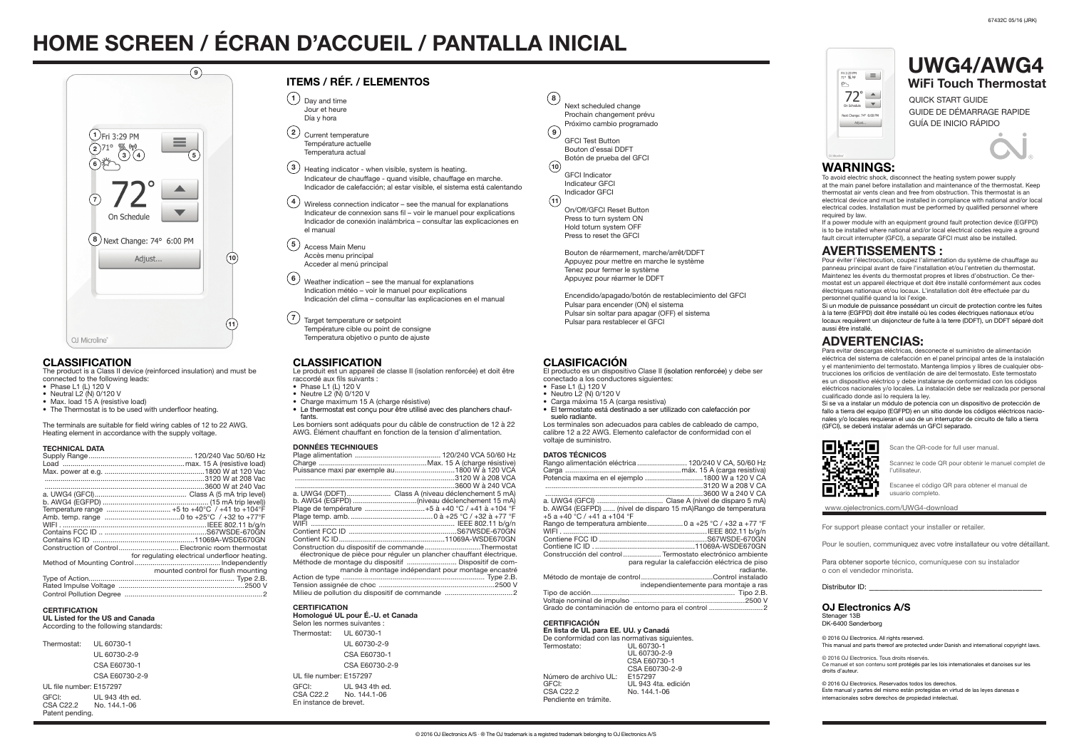# HOME SCREEN / ÉCRAN D'ACCUEIL / PANTALLA INICIAL

Fri 3:29 PM
71°
72°
On Schedule
Next Change: 74° 6:00 PM
Adjust...
OJ Microline®

## ITEMS / RÉF. / ELEMENTOS

1. Day and time
   Jour et heure
   Día y hora
2. Current temperature
   Température actuelle
   Temperatura actual
3. Heating indicator - when visible, system is heating.
   Indicateur de chauffage - quand visible, chauffage en marche.
   Indicador de calefacción; al estar visible, el sistema está calentando
4. Wireless connection indicator – see the manual for explanations
   Indicateur de connexion sans fil – voir le manuel pour explications
   Indicador de conexión inalámbrica – consultar las explicaciones en el manual
5. Access Main Menu
   Accès menu principal
   Acceder al menú principal
6. Weather indication – see the manual for explanations
   Indication météo – voir le manuel pour explications
   Indicación del clima – consultar las explicaciones en el manual
7. Target temperature or setpoint
   Température cible ou point de consigne
   Temperatura objetivo o punto de ajuste
8. Next scheduled change
   Prochain changement prévu
   Próximo cambio programado
9. GFCI Test Button
   Bouton d'essai DDFT
   Botón de prueba del GFCI
10. GFCI Indicator
    Indicateur GFCI
    Indicador GFCI
11. On/Off/GFCI Reset Button
    Press to turn system ON
    Hold toturn system OFF
    Press to reset the GFCI

    Bouton de réarmement, marche/arrêt/DDFT
    Appuyez pour mettre en marche le système
    Tenez pour fermer le système
    Appuyez pour réarmer le DDFT

    Encendido/apagado/botón de restablecimiento del GFCI
    Pulsar para encender (ON) el sistema
    Pulsar sin soltar para apagar (OFF) el sistema
    Pulsar para restablecer el GFCI

## CLASSIFICATION

The product is a Class II device (reinforced insulation) and must be connected to the following leads:

- Phase L1 (L) 120 V
- Neutral L2 (N) 0/120 V
- Max. load 15 A (resistive load)
- The Thermostat is to be used with underfloor heating.

The terminals are suitable for field wiring cables of 12 to 22 AWG. Heating element in accordance with the supply voltage.

### TECHNICAL DATA

| | |
|---|---|
| Supply Range | 120/240 Vac 50/60 Hz |
| Load | max. 15 A (resistive load) |
| Max. power at e.g. | 1800 W at 120 Vac |
| | 3120 W at 208 Vac |
| | 3600 W at 240 Vac |
| a. UWG4 (GFCI) | Class A (5 mA trip level) |
| b. AWG4 (EGFPD) | (15 mA trip level)) |
| Temperature range | +5 to +40°C / +41 to +104°F |
| Amb. temp. range | 0 to +25°C / +32 to +77°F |
| WIFI | IEEE 802.11 b/g/n |
| Contains FCC ID | S67WSDE-670GN |
| Contains IC ID | 11069A-WSDE670GN |
| Construction of Control | Electronic room thermostat for regulating electrical underfloor heating. |
| Method of Mounting Control | Independently mounted control for flush mounting |
| Type of Action | Type 2.B. |
| Rated Impulse Voltage | 2500 V |
| Control Pollution Degree | 2 |

### CERTIFICATION

**UL Listed for the US and Canada**
According to the following standards:

Thermostat: UL 60730-1
UL 60730-2-9
CSA E60730-1
CSA E60730-2-9

UL file number: E157297

GFCI: UL 943 4th ed.
CSA C22.2 No. 144.1-06
Patent pending.

## CLASSIFICATION

Le produit est un appareil de classe II (isolation renforcée) et doit être raccordé aux fils suivants :

- Phase L1 (L) 120 V
- Neutre L2 (N) 0/120 V
- Charge maximum 15 A (charge résistive)
- Le thermostat est conçu pour être utilisé avec des planchers chauffants.

Les borniers sont adéquats pour du câble de construction de 12 à 22 AWG. Élément chauffant en fonction de la tension d'alimentation.

### DONNÉES TECHNIQUES

| | |
|---|---|
| Plage alimentation | 120/240 VCA 50/60 Hz |
| Charge | Max. 15 A (charge résistive) |
| Puissance maxi par exemple au | 1800 W à 120 VCA |
| | 3120 W à 208 VCA |
| | 3600 W à 240 VCA |
| a. UWG4 (DDFT) | Class A (niveau déclenchement 5 mA) |
| b. AWG4 (EGFPD) | (niveau déclenchement 15 mA) |
| Plage de température | +5 à +40 °C / +41 à +104 °F |
| Plage temp. amb. | 0 à +25 °C / +32 à +77 °F |
| WIFI | IEEE 802.11 b/g/n |
| Contient FCC ID | S67WSDE-670GN |
| Contient IC ID | 11069A-WSDE670GN |
| Construction du dispositif de commande | Thermostat électronique de pièce pour réguler un plancher chauffant électrique. |
| Méthode de montage du dispositif | Dispositif de commande à montage indépendant pour montage encastré |
| Action de type | Type 2.B. |
| Tension assignée de choc | 2500 V |
| Milieu de pollution du dispositif de commande | 2 |

### CERTIFICATION

**Homologué UL pour É.-U. et Canada**
Selon les normes suivantes :

Thermostat: UL 60730-1
UL 60730-2-9
CSA E60730-1
CSA E60730-2-9

UL file number: E157297

GFCI: UL 943 4th ed.
CSA C22.2 No. 144.1-06
En instance de brevet.

## CLASIFICACIÓN

El producto es un dispositivo Clase II (isolation renforcée) y debe ser conectado a los conductores siguientes:

- Fase L1 (L) 120 V
- Neutro L2 (N) 0/120 V
- Carga máxima 15 A (carga resistiva)
- El termostato está destinado a ser utilizado con calefacción por suelo radiante.

Los terminales son adecuados para cables de cableado de campo, calibre 12 a 22 AWG. Elemento calefactor de conformidad con el voltaje de suministro.

### DATOS TÉCNICOS

| | |
|---|---|
| Rango alimentación eléctrica | 120/240 V CA, 50/60 Hz |
| Carga | máx. 15 A (carga resistiva) |
| Potencia máxima en el ejemplo | 1800 W a 120 V CA |
| | 3120 W a 208 V CA |
| | 3600 W a 240 V CA |
| a. UWG4 (GFCI) | Clase A (nivel de disparo 5 mA) |
| b. AWG4 (EGFPD) | (nivel de disparo 15 mA) |
| Rango de temperatura | +5 a +40 °C / +41 a +104 °F |
| Rango de temperatura ambiente | 0 a +25 °C / +32 a +77 °F |
| WIFI | IEEE 802.11 b/g/n |
| Contiene FCC ID | S67WSDE-670GN |
| Contiene IC ID | 11069A-WSDE670GN |
| Construcción del control | Termostato electrónico ambiente para regular la calefacción eléctrica de piso radiante. |
| Método de montaje de control | Control instalado independientemente para montaje a ras |
| Tipo de acción | Tipo 2.B. |
| Voltaje nominal de impulso | 2500 V |
| Grado de contaminación de entorno para el control | 2 |

### CERTIFICACIÓN

**En lista de UL para EE. UU. y Canadá**
De conformidad con las normativas siguientes.

Termostato: UL 60730-1
UL 60730-2-9
CSA E60730-1
CSA E60730-2-9

Número de archivo UL: E157297

GFCI: UL 943 4ta. edición
CSA C22.2 No. 144.1-06
Pendiente en trámite.

67432C 05/16 (JRK)

# UWG4/AWG4

## WiFi Touch Thermostat

QUICK START GUIDE
GUIDE DE DÉMARRAGE RAPIDE
GUÍA DE INICIO RÁPIDO

## WARNINGS:

To avoid electric shock, disconnect the heating system power supply at the main panel before installation and maintenance of the thermostat. Keep thermostat air vents clean and free from obstruction. This thermostat is an electrical device and must be installed in compliance with national and/or local electrical codes. Installation must be performed by qualified personnel where required by law.

If a power module with an equipment ground fault protection device (EGFPD) is to be installed where national and/or local electrical codes require a ground fault circuit interrupter (GFCI), a separate GFCI must also be installed.

## AVERTISSEMENTS :

Pour éviter l'électrocution, coupez l'alimentation du système de chauffage au panneau principal avant de faire l'installation et/ou l'entretien du thermostat. Maintenez les évents du thermostat propres et libres d'obstruction. Ce thermostat est un appareil électrique et doit être installé conformément aux codes électriques nationaux et/ou locaux. L'installation doit être effectuée par du personnel qualifié quand la loi l'exige.

Si un module de puissance possédant un circuit de protection contre les fuites à la terre (EGFPD) doit être installé où les codes électriques nationaux et/ou locaux requièrent un disjoncteur de fuite à la terre (DDFT), un DDFT séparé doit aussi être installé.

## ADVERTENCIAS:

Para evitar descargas eléctricas, desconecte el suministro de alimentación eléctrica del sistema de calefacción en el panel principal antes de la instalación y el mantenimiento del termostato. Mantenga limpios y libres de cualquier obstrucciones los orificios de ventilación de aire del termostato. Este termostato es un dispositivo eléctrico y debe instalarse de conformidad con los códigos eléctricos nacionales y/o locales. La instalación debe ser realizada por personal cualificado donde así lo requiera la ley.

Si se va a instalar un módulo de potencia con un dispositivo de protección de fallo a tierra del equipo (EGFPD) en un sitio donde los códigos eléctricos nacionales y/o locales requieran el uso de un interruptor de circuito de fallo a tierra (GFCI), se deberá instalar además un GFCI separado.

Scan the QR-code for full user manual.

Scannez le code QR pour obtenir le manuel complet de l'utilisateur.

Escanee el código QR para obtener el manual de usuario completo.

www.ojelectronics.com/UWG4-download

For support please contact your installer or retailer.

Pour le soutien, communiquez avec votre installateur ou votre détaillant.

Para obtener soporte técnico, comuníquese con su instalador o con el vendedor minorista.

Distributor ID: ______________________

### OJ Electronics A/S

Stenager 13B
DK-6400 Sønderborg

© 2016 OJ Electronics. All rights reserved.
This manual and parts thereof are protected under Danish and international copyright laws.

© 2016 OJ Electronics. Tous droits réservés.
Ce manuel et son contenu sont protégés par les lois internationales et danoises sur les droits d'auteur.

© 2016 OJ Electronics. Reservados todos los derechos.
Este manual y partes del mismo están protegidas en virtud de las leyes danesas e internacionales sobre derechos de propiedad intelectual.

© 2016 OJ Electronics A/S · ® The OJ trademark is a registred trademark belonging to OJ Electronics A/S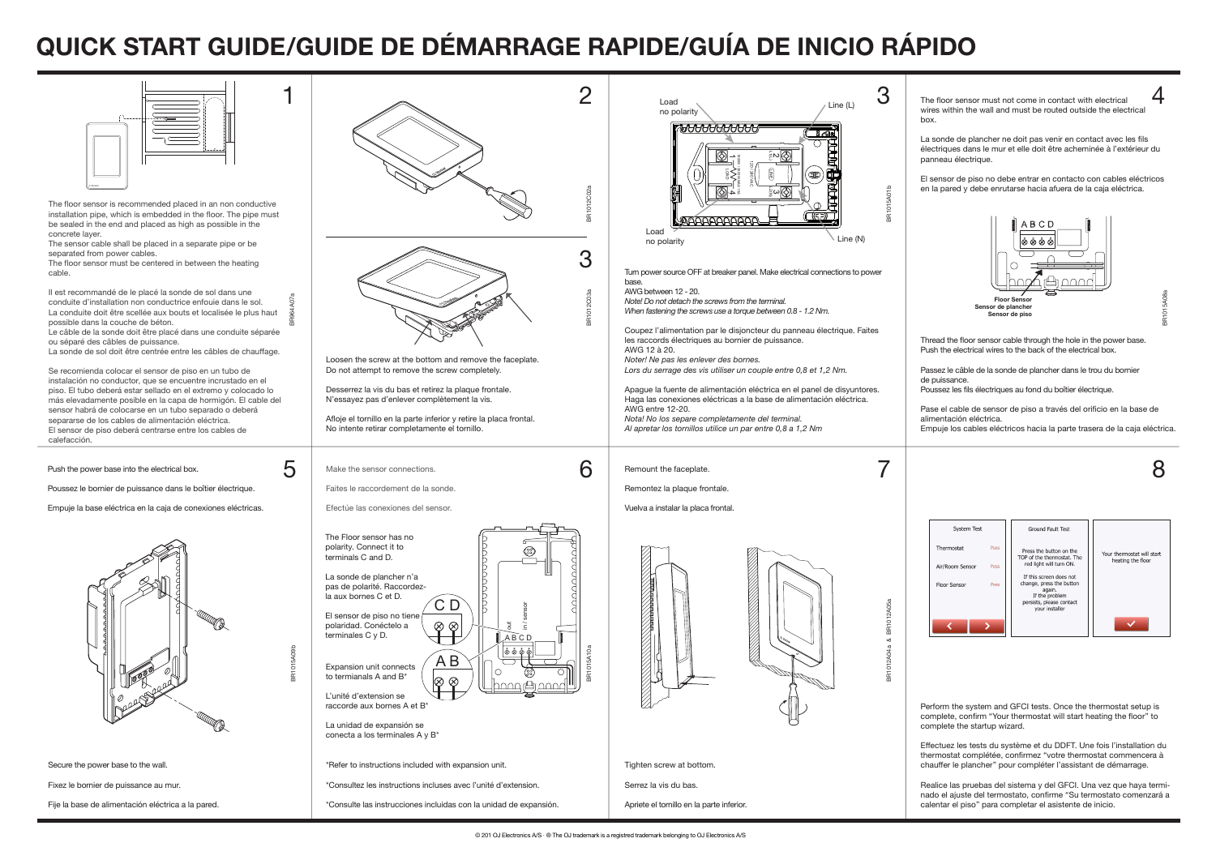# QUICK START GUIDE/GUIDE DE DÉMARRAGE RAPIDE/GUÍA DE INICIO RÁPIDO

## 1

The floor sensor is recommended placed in an non conductive installation pipe, which is embedded in the floor. The pipe must be sealed in the end and placed as high as possible in the concrete layer.
The sensor cable shall be placed in a separate pipe or be separated from power cables.
The floor sensor must be centered in between the heating cable.

Il est recommandé de le placé la sonde de sol dans une conduite d'installation non conductrice enfouie dans le sol. La conduite doit être scellée aux bouts et localisée le plus haut possible dans la couche de béton.
Le câble de la sonde doit être placé dans une conduite séparée ou séparé des câbles de puissance.
La sonde de sol doit être centrée entre les câbles de chauffage.

Se recomienda colocar el sensor de piso en un tubo de instalación no conductor, que se encuentre incrustado en el piso. El tubo deberá estar sellado en el extremo y colocado lo más elevadamente posible en la capa de hormigón. El cable del sensor habrá de colocarse en un tubo separado o deberá separarse de los cables de alimentación eléctrica.
El sensor de piso deberá centrarse entre los cables de calefacción.

BR964A07a

## 2

BR1012C02a

## 3

BR1012C03a

Loosen the screw at the bottom and remove the faceplate. Do not attempt to remove the screw completely.

Desserrez la vis du bas et retirez la plaque frontale. N'essayez pas d'enlever complètement la vis.

Afloje el tornillo en la parte inferior y retire la placa frontal. No intente retirar completamente el tornillo.

## 3

Load
no polarity

Line (L)

Load
no polarity

Line (N)

BR1015A01b

Turn power source OFF at breaker panel. Make electrical connections to power base.
AWG between 12 - 20.
*Note! Do not detach the screws from the terminal.*
*When fastening the screws use a torque between 0.8 - 1.2 Nm.*

Coupez l'alimentation par le disjoncteur du panneau électrique. Faites les raccords électriques au bornier de puissance.
AWG 12 à 20.
*Noter! Ne pas les enlever des bornes.*
*Lors du serrage des vis utiliser un couple entre 0,8 et 1,2 Nm.*

Apague la fuente de alimentación eléctrica en el panel de disyuntores. Haga las conexiones eléctricas a la base de alimentación eléctrica.
AWG entre 12-20.
*Nota! No los separe completamente del terminal.*
*Al apretar los tornillos utilice un par entre 0,8 a 1,2 Nm*

## 4

The floor sensor must not come in contact with electrical wires within the wall and must be routed outside the electrical box.

La sonde de plancher ne doit pas venir en contact avec les fils électriques dans le mur et elle doit être acheminée à l'extérieur du panneau électrique.

El sensor de piso no debe entrar en contacto con cables eléctricos en la pared y debe enrutarse hacia afuera de la caja eléctrica.

A B C D

Floor Sensor
Sensor de plancher
Sensor de piso

BR1015A08a

Thread the floor sensor cable through the hole in the power base. Push the electrical wires to the back of the electrical box.

Passez le câble de la sonde de plancher dans le trou du bornier de puissance.
Poussez les fils électriques au fond du boîtier électrique.

Pase el cable de sensor de piso a través del orificio en la base de alimentación eléctrica.
Empuje los cables eléctricos hacia la parte trasera de la caja eléctrica.

## 5

Push the power base into the electrical box.

Poussez le bornier de puissance dans le boîtier électrique.

Empuje la base eléctrica en la caja de conexiones eléctricas.

BR1015A09b

Secure the power base to the wall.

Fixez le bornier de puissance au mur.

Fije la base de alimentación eléctrica a la pared.

## 6

Make the sensor connections.

Faites le raccordement de la sonde.

Efectúe las conexiones del sensor.

The Floor sensor has no polarity. Connect it to terminals C and D.

La sonde de plancher n'a pas de polarité. Raccordez-la aux bornes C et D.

El sensor de piso no tiene polaridad. Conéctelo a terminales C y D.

Expansion unit connects to termianals A and B*

L'unité d'extension se raccorde aux bornes A et B*

La unidad de expansión se conecta a los terminales A y B*

C D

A B

out / in / sensor

A B C D

BR1015A10a

*Refer to instructions included with expansion unit.

*Consultez les instructions incluses avec l'unité d'extension.

*Consulte las instrucciones incluidas con la unidad de expansión.

## 7

Remount the faceplate.

Remontez la plaque frontale.

Vuelva a instalar la placa frontal.

BR1012A04a & BR1012A05a

Tighten screw at bottom.

Serrez la vis du bas.

Apriete el tornillo en la parte inferior.

## 8

System Test
Thermostat Pass
Air/Room Sensor Pass
Floor Sensor Pass

Ground Fault Test
Press the button on the TOP of the thermostat. The red light will turn ON.
If this screen does not change, press the button again.
If the problem persists, please contact your installer

Your thermostat will start heating the floor

Perform the system and GFCI tests. Once the thermostat setup is complete, confirm "Your thermostat will start heating the floor" to complete the startup wizard.

Effectuez les tests du système et du DDFT. Une fois l'installation du thermostat complétée, confirmez "votre thermostat commencera à chauffer le plancher" pour compléter l'assistant de démarrage.

Realice las pruebas del sistema y del GFCI. Una vez que haya terminado el ajuste del termostato, confirme "Su termostato comenzará a calentar el piso" para completar el asistente de inicio.

© 2011 OJ Electronics A/S · ® The OJ trademark is a registred trademark belonging to OJ Electronics A/S